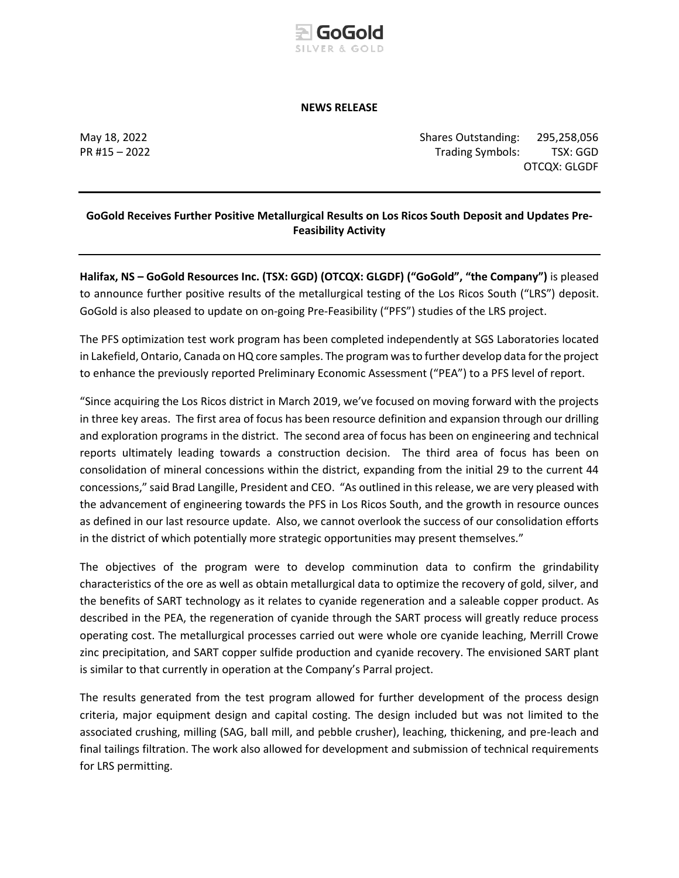**NEWS RELEASE**

May 18, 2022
PR #15 – 2022

Shares Outstanding: 295,258,056
Trading Symbols: TSX: GGD
OTCQX: GLGDF

---

## GoGold Receives Further Positive Metallurgical Results on Los Ricos South Deposit and Updates Pre-Feasibility Activity

---

**Halifax, NS – GoGold Resources Inc. (TSX: GGD) (OTCQX: GLGDF) ("GoGold", "the Company")** is pleased to announce further positive results of the metallurgical testing of the Los Ricos South ("LRS") deposit. GoGold is also pleased to update on on-going Pre-Feasibility ("PFS") studies of the LRS project.

The PFS optimization test work program has been completed independently at SGS Laboratories located in Lakefield, Ontario, Canada on HQ core samples. The program was to further develop data for the project to enhance the previously reported Preliminary Economic Assessment ("PEA") to a PFS level of report.

"Since acquiring the Los Ricos district in March 2019, we've focused on moving forward with the projects in three key areas. The first area of focus has been resource definition and expansion through our drilling and exploration programs in the district. The second area of focus has been on engineering and technical reports ultimately leading towards a construction decision. The third area of focus has been on consolidation of mineral concessions within the district, expanding from the initial 29 to the current 44 concessions," said Brad Langille, President and CEO. "As outlined in this release, we are very pleased with the advancement of engineering towards the PFS in Los Ricos South, and the growth in resource ounces as defined in our last resource update. Also, we cannot overlook the success of our consolidation efforts in the district of which potentially more strategic opportunities may present themselves."

The objectives of the program were to develop comminution data to confirm the grindability characteristics of the ore as well as obtain metallurgical data to optimize the recovery of gold, silver, and the benefits of SART technology as it relates to cyanide regeneration and a saleable copper product. As described in the PEA, the regeneration of cyanide through the SART process will greatly reduce process operating cost. The metallurgical processes carried out were whole ore cyanide leaching, Merrill Crowe zinc precipitation, and SART copper sulfide production and cyanide recovery. The envisioned SART plant is similar to that currently in operation at the Company's Parral project.

The results generated from the test program allowed for further development of the process design criteria, major equipment design and capital costing. The design included but was not limited to the associated crushing, milling (SAG, ball mill, and pebble crusher), leaching, thickening, and pre-leach and final tailings filtration. The work also allowed for development and submission of technical requirements for LRS permitting.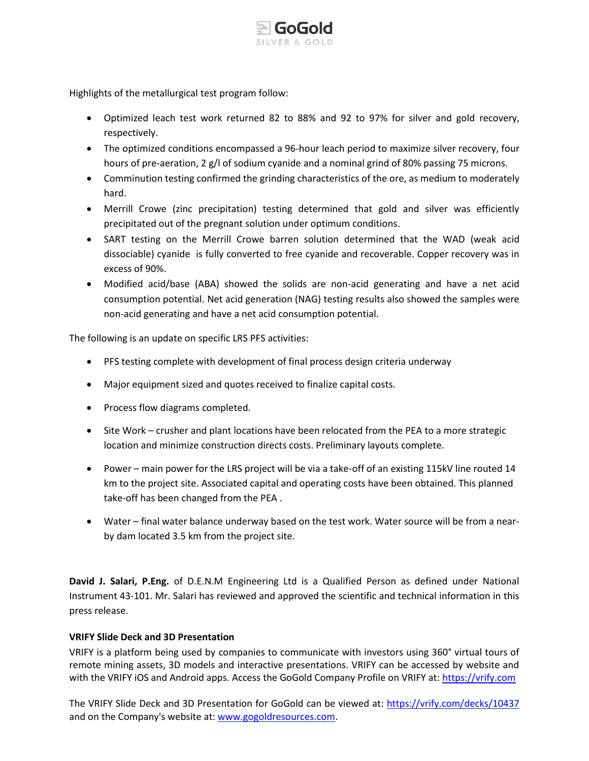Highlights of the metallurgical test program follow:

- Optimized leach test work returned 82 to 88% and 92 to 97% for silver and gold recovery, respectively.
- The optimized conditions encompassed a 96-hour leach period to maximize silver recovery, four hours of pre-aeration, 2 g/l of sodium cyanide and a nominal grind of 80% passing 75 microns.
- Comminution testing confirmed the grinding characteristics of the ore, as medium to moderately hard.
- Merrill Crowe (zinc precipitation) testing determined that gold and silver was efficiently precipitated out of the pregnant solution under optimum conditions.
- SART testing on the Merrill Crowe barren solution determined that the WAD (weak acid dissociable) cyanide is fully converted to free cyanide and recoverable. Copper recovery was in excess of 90%.
- Modified acid/base (ABA) showed the solids are non-acid generating and have a net acid consumption potential. Net acid generation (NAG) testing results also showed the samples were non-acid generating and have a net acid consumption potential.

The following is an update on specific LRS PFS activities:

- PFS testing complete with development of final process design criteria underway
- Major equipment sized and quotes received to finalize capital costs.
- Process flow diagrams completed.
- Site Work – crusher and plant locations have been relocated from the PEA to a more strategic location and minimize construction directs costs. Preliminary layouts complete.
- Power – main power for the LRS project will be via a take-off of an existing 115kV line routed 14 km to the project site. Associated capital and operating costs have been obtained. This planned take-off has been changed from the PEA .
- Water – final water balance underway based on the test work. Water source will be from a near-by dam located 3.5 km from the project site.

**David J. Salari, P.Eng.** of D.E.N.M Engineering Ltd is a Qualified Person as defined under National Instrument 43-101. Mr. Salari has reviewed and approved the scientific and technical information in this press release.

**VRIFY Slide Deck and 3D Presentation**

VRIFY is a platform being used by companies to communicate with investors using 360° virtual tours of remote mining assets, 3D models and interactive presentations. VRIFY can be accessed by website and with the VRIFY iOS and Android apps. Access the GoGold Company Profile on VRIFY at: https://vrify.com

The VRIFY Slide Deck and 3D Presentation for GoGold can be viewed at: https://vrify.com/decks/10437 and on the Company's website at: www.gogoldresources.com.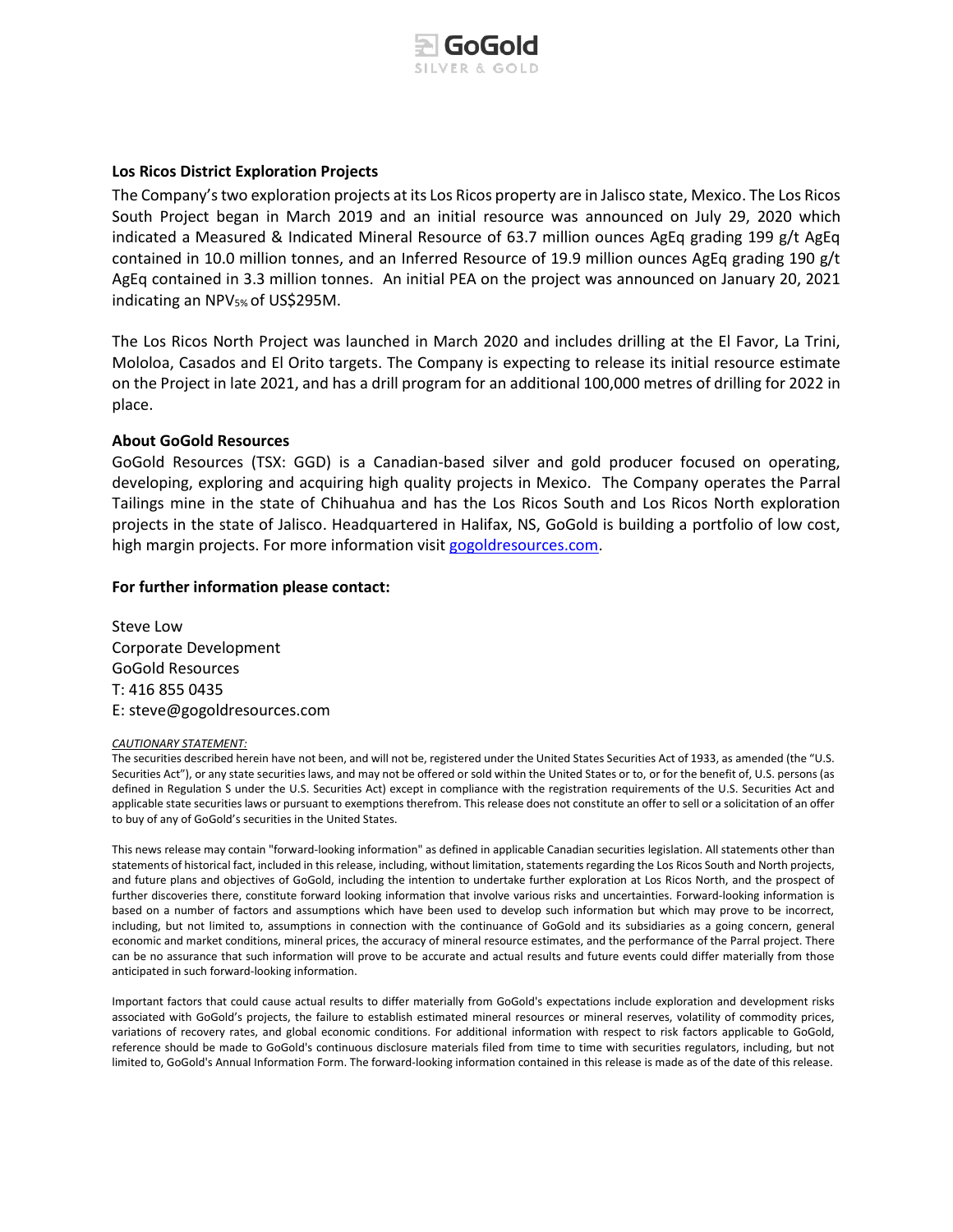**Los Ricos District Exploration Projects**

The Company's two exploration projects at its Los Ricos property are in Jalisco state, Mexico. The Los Ricos South Project began in March 2019 and an initial resource was announced on July 29, 2020 which indicated a Measured & Indicated Mineral Resource of 63.7 million ounces AgEq grading 199 g/t AgEq contained in 10.0 million tonnes, and an Inferred Resource of 19.9 million ounces AgEq grading 190 g/t AgEq contained in 3.3 million tonnes. An initial PEA on the project was announced on January 20, 2021 indicating an $NPV_{5\%}$ of US$295M.

The Los Ricos North Project was launched in March 2020 and includes drilling at the El Favor, La Trini, Mololoa, Casados and El Orito targets. The Company is expecting to release its initial resource estimate on the Project in late 2021, and has a drill program for an additional 100,000 metres of drilling for 2022 in place.

**About GoGold Resources**

GoGold Resources (TSX: GGD) is a Canadian-based silver and gold producer focused on operating, developing, exploring and acquiring high quality projects in Mexico. The Company operates the Parral Tailings mine in the state of Chihuahua and has the Los Ricos South and Los Ricos North exploration projects in the state of Jalisco. Headquartered in Halifax, NS, GoGold is building a portfolio of low cost, high margin projects. For more information visit gogoldresources.com.

**For further information please contact:**

Steve Low
Corporate Development
GoGold Resources
T: 416 855 0435
E: steve@gogoldresources.com

*CAUTIONARY STATEMENT:*

The securities described herein have not been, and will not be, registered under the United States Securities Act of 1933, as amended (the "U.S. Securities Act"), or any state securities laws, and may not be offered or sold within the United States or to, or for the benefit of, U.S. persons (as defined in Regulation S under the U.S. Securities Act) except in compliance with the registration requirements of the U.S. Securities Act and applicable state securities laws or pursuant to exemptions therefrom. This release does not constitute an offer to sell or a solicitation of an offer to buy of any of GoGold's securities in the United States.

This news release may contain "forward-looking information" as defined in applicable Canadian securities legislation. All statements other than statements of historical fact, included in this release, including, without limitation, statements regarding the Los Ricos South and North projects, and future plans and objectives of GoGold, including the intention to undertake further exploration at Los Ricos North, and the prospect of further discoveries there, constitute forward looking information that involve various risks and uncertainties. Forward-looking information is based on a number of factors and assumptions which have been used to develop such information but which may prove to be incorrect, including, but not limited to, assumptions in connection with the continuance of GoGold and its subsidiaries as a going concern, general economic and market conditions, mineral prices, the accuracy of mineral resource estimates, and the performance of the Parral project. There can be no assurance that such information will prove to be accurate and actual results and future events could differ materially from those anticipated in such forward-looking information.

Important factors that could cause actual results to differ materially from GoGold's expectations include exploration and development risks associated with GoGold's projects, the failure to establish estimated mineral resources or mineral reserves, volatility of commodity prices, variations of recovery rates, and global economic conditions. For additional information with respect to risk factors applicable to GoGold, reference should be made to GoGold's continuous disclosure materials filed from time to time with securities regulators, including, but not limited to, GoGold's Annual Information Form. The forward-looking information contained in this release is made as of the date of this release.